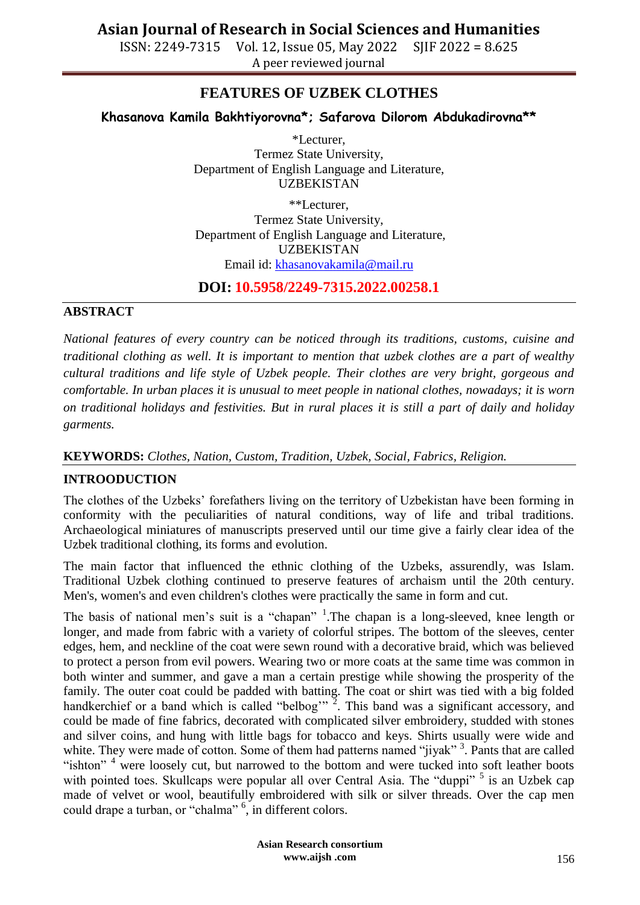# FEATURES OF UZBEK CLOTHES

**Khasanova Kamila Bakhtiyorovna*; Safarova Dilorom Abdukadirovna****

*Lecturer,
Termez State University,
Department of English Language and Literature,
UZBEKISTAN

**Lecturer,
Termez State University,
Department of English Language and Literature,
UZBEKISTAN
Email id: khasanovakamila@mail.ru

**DOI: 10.5958/2249-7315.2022.00258.1**

## ABSTRACT

*National features of every country can be noticed through its traditions, customs, cuisine and traditional clothing as well. It is important to mention that uzbek clothes are a part of wealthy cultural traditions and life style of Uzbek people. Their clothes are very bright, gorgeous and comfortable. In urban places it is unusual to meet people in national clothes, nowadays; it is worn on traditional holidays and festivities. But in rural places it is still a part of daily and holiday garments.*

**KEYWORDS:** *Clothes, Nation, Custom, Tradition, Uzbek, Social, Fabrics, Religion.*

## INTROODUCTION

The clothes of the Uzbeks' forefathers living on the territory of Uzbekistan have been forming in conformity with the peculiarities of natural conditions, way of life and tribal traditions. Archaeological miniatures of manuscripts preserved until our time give a fairly clear idea of the Uzbek traditional clothing, its forms and evolution.

The main factor that influenced the ethnic clothing of the Uzbeks, assurendly, was Islam. Traditional Uzbek clothing continued to preserve features of archaism until the 20th century. Men's, women's and even children's clothes were practically the same in form and cut.

The basis of national men's suit is a "chapan" [1].The chapan is a long-sleeved, knee length or longer, and made from fabric with a variety of colorful stripes. The bottom of the sleeves, center edges, hem, and neckline of the coat were sewn round with a decorative braid, which was believed to protect a person from evil powers. Wearing two or more coats at the same time was common in both winter and summer, and gave a man a certain prestige while showing the prosperity of the family. The outer coat could be padded with batting. The coat or shirt was tied with a big folded handkerchief or a band which is called "belbog'" [2]. This band was a significant accessory, and could be made of fine fabrics, decorated with complicated silver embroidery, studded with stones and silver coins, and hung with little bags for tobacco and keys. Shirts usually were wide and white. They were made of cotton. Some of them had patterns named "jiyak" [3]. Pants that are called "ishton" [4] were loosely cut, but narrowed to the bottom and were tucked into soft leather boots with pointed toes. Skullcaps were popular all over Central Asia. The "duppi" [5] is an Uzbek cap made of velvet or wool, beautifully embroidered with silk or silver threads. Over the cap men could drape a turban, or "chalma" [6], in different colors.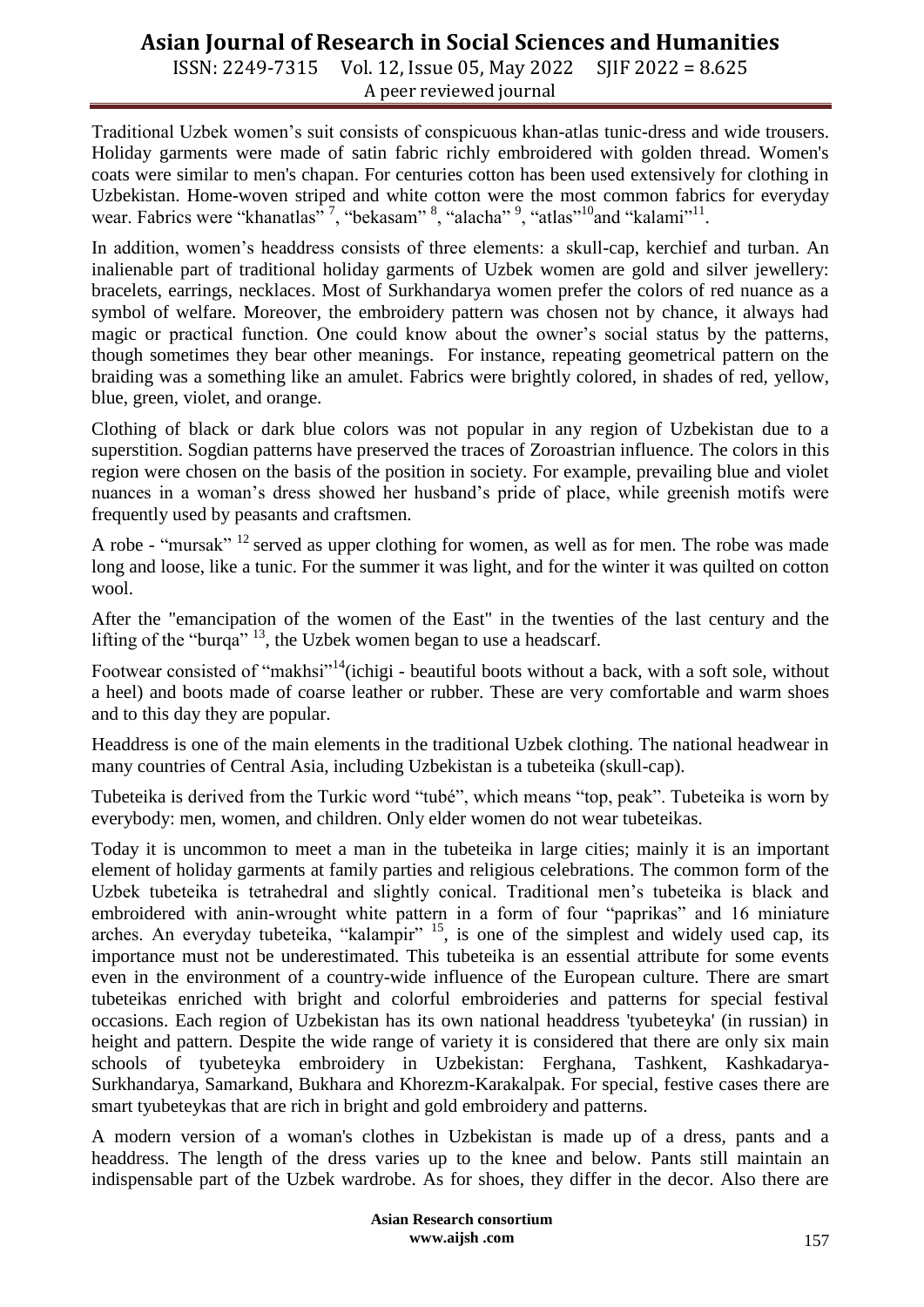Traditional Uzbek women's suit consists of conspicuous khan-atlas tunic-dress and wide trousers. Holiday garments were made of satin fabric richly embroidered with golden thread. Women's coats were similar to men's chapan. For centuries cotton has been used extensively for clothing in Uzbekistan. Home-woven striped and white cotton were the most common fabrics for everyday wear. Fabrics were "khanatlas" [7], "bekasam" [8], "alacha" [9], "atlas"[10]and "kalami"[11].

In addition, women's headdress consists of three elements: a skull-cap, kerchief and turban. An inalienable part of traditional holiday garments of Uzbek women are gold and silver jewellery: bracelets, earrings, necklaces. Most of Surkhandarya women prefer the colors of red nuance as a symbol of welfare. Moreover, the embroidery pattern was chosen not by chance, it always had magic or practical function. One could know about the owner's social status by the patterns, though sometimes they bear other meanings. For instance, repeating geometrical pattern on the braiding was a something like an amulet. Fabrics were brightly colored, in shades of red, yellow, blue, green, violet, and orange.

Clothing of black or dark blue colors was not popular in any region of Uzbekistan due to a superstition. Sogdian patterns have preserved the traces of Zoroastrian influence. The colors in this region were chosen on the basis of the position in society. For example, prevailing blue and violet nuances in a woman's dress showed her husband's pride of place, while greenish motifs were frequently used by peasants and craftsmen.

A robe - "mursak" [12] served as upper clothing for women, as well as for men. The robe was made long and loose, like a tunic. For the summer it was light, and for the winter it was quilted on cotton wool.

After the "emancipation of the women of the East" in the twenties of the last century and the lifting of the "burqa" [13], the Uzbek women began to use a headscarf.

Footwear consisted of "makhsi"[14](ichigi - beautiful boots without a back, with a soft sole, without a heel) and boots made of coarse leather or rubber. These are very comfortable and warm shoes and to this day they are popular.

Headdress is one of the main elements in the traditional Uzbek clothing. The national headwear in many countries of Central Asia, including Uzbekistan is a tubeteika (skull-cap).

Tubeteika is derived from the Turkic word "tubé", which means "top, peak". Tubeteika is worn by everybody: men, women, and children. Only elder women do not wear tubeteikas.

Today it is uncommon to meet a man in the tubeteika in large cities; mainly it is an important element of holiday garments at family parties and religious celebrations. The common form of the Uzbek tubeteika is tetrahedral and slightly conical. Traditional men's tubeteika is black and embroidered with anin-wrought white pattern in a form of four "paprikas" and 16 miniature arches. An everyday tubeteika, "kalampir" [15], is one of the simplest and widely used cap, its importance must not be underestimated. This tubeteika is an essential attribute for some events even in the environment of a country-wide influence of the European culture. There are smart tubeteikas enriched with bright and colorful embroideries and patterns for special festival occasions. Each region of Uzbekistan has its own national headdress 'tyubeteyka' (in russian) in height and pattern. Despite the wide range of variety it is considered that there are only six main schools of tyubeteyka embroidery in Uzbekistan: Ferghana, Tashkent, Kashkadarya-Surkhandarya, Samarkand, Bukhara and Khorezm-Karakalpak. For special, festive cases there are smart tyubeteykas that are rich in bright and gold embroidery and patterns.

A modern version of a woman's clothes in Uzbekistan is made up of a dress, pants and a headdress. The length of the dress varies up to the knee and below. Pants still maintain an indispensable part of the Uzbek wardrobe. As for shoes, they differ in the decor. Also there are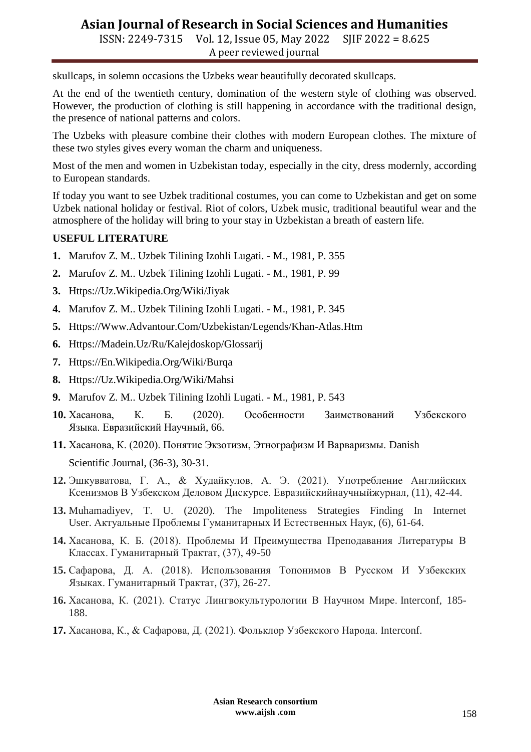skullcaps, in solemn occasions the Uzbeks wear beautifully decorated skullcaps.

At the end of the twentieth century, domination of the western style of clothing was observed. However, the production of clothing is still happening in accordance with the traditional design, the presence of national patterns and colors.

The Uzbeks with pleasure combine their clothes with modern European clothes. The mixture of these two styles gives every woman the charm and uniqueness.

Most of the men and women in Uzbekistan today, especially in the city, dress modernly, according to European standards.

If today you want to see Uzbek traditional costumes, you can come to Uzbekistan and get on some Uzbek national holiday or festival. Riot of colors, Uzbek music, traditional beautiful wear and the atmosphere of the holiday will bring to your stay in Uzbekistan a breath of eastern life.

**USEFUL LITERATURE**

1. Marufov Z. M.. Uzbek Tilining Izohli Lugati. - M., 1981, P. 355
2. Marufov Z. M.. Uzbek Tilining Izohli Lugati. - M., 1981, P. 99
3. Https://Uz.Wikipedia.Org/Wiki/Jiyak
4. Marufov Z. M.. Uzbek Tilining Izohli Lugati. - M., 1981, P. 345
5. Https://Www.Advantour.Com/Uzbekistan/Legends/Khan-Atlas.Htm
6. Https://Madein.Uz/Ru/Kalejdoskop/Glossarij
7. Https://En.Wikipedia.Org/Wiki/Burqa
8. Https://Uz.Wikipedia.Org/Wiki/Mahsi
9. Marufov Z. M.. Uzbek Tilining Izohli Lugati. - M., 1981, P. 543
10. Хасанова, К. Б. (2020). Особенности Заимствований Узбекского Языка. Евразийский Научный, 66.
11. Хасанова, К. (2020). Понятие Экзотизм, Этнографизм И Варваризмы. Danish Scientific Journal, (36-3), 30-31.
12. Эшкувватова, Г. А., & Худайкулов, А. Э. (2021). Употребление Английских Ксенизмов В Узбекском Деловом Дискурсе. Евразийскийнаучныйжурнал, (11), 42-44.
13. Muhamadiyev, T. U. (2020). The Impoliteness Strategies Finding In Internet User. Актуальные Проблемы Гуманитарных И Естественных Наук, (6), 61-64.
14. Хасанова, К. Б. (2018). Проблемы И Преимущества Преподавания Литературы В Классах. Гуманитарный Трактат, (37), 49-50
15. Сафарова, Д. А. (2018). Использования Топонимов В Русском И Узбекских Языках. Гуманитарный Трактат, (37), 26-27.
16. Хасанова, К. (2021). Статус Лингвокультурологии В Научном Мире. Interconf, 185-188.
17. Хасанова, К., & Сафарова, Д. (2021). Фольклор Узбекского Народа. Interconf.